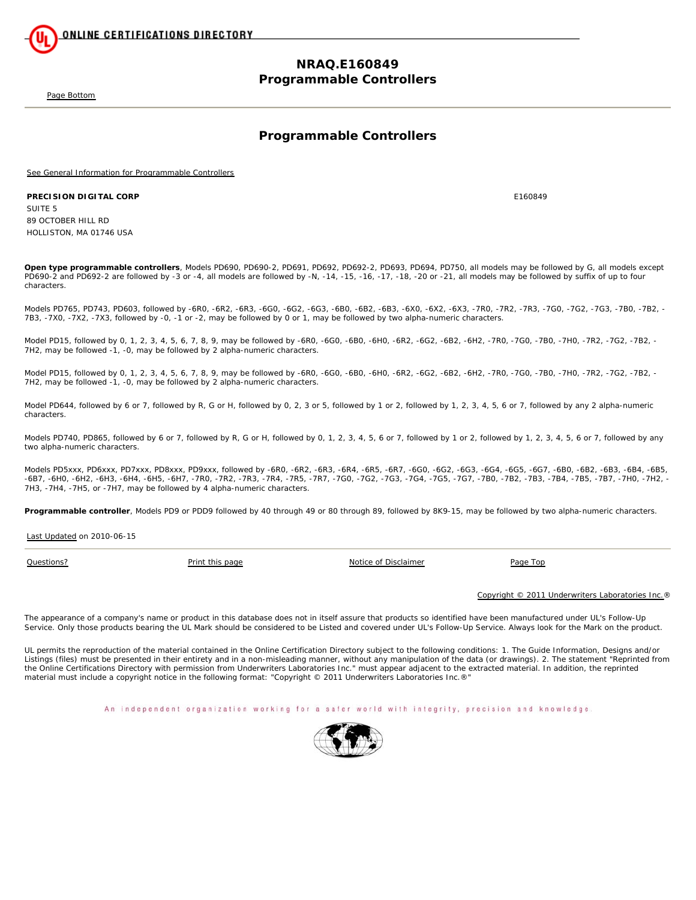ONLINE CERTIFICATIONS DIRECTORY

# NRAQ.E160849
# Programmable Controllers

Page Bottom

## Programmable Controllers

See General Information for Programmable Controllers

**PRECISION DIGITAL CORP** E160849
SUITE 5
89 OCTOBER HILL RD
HOLLISTON, MA 01746 USA

**Open type programmable controllers**, Models PD690, PD690-2, PD691, PD692, PD692-2, PD693, PD694, PD750, all models may be followed by G, all models except PD690-2 and PD692-2 are followed by -3 or -4, all models are followed by -N, -14, -15, -16, -17, -18, -20 or -21, all models may be followed by suffix of up to four characters.

Models PD765, PD743, PD603, followed by -6R0, -6R2, -6R3, -6G0, -6G2, -6G3, -6B0, -6B2, -6B3, -6X0, -6X2, -6X3, -7R0, -7R2, -7R3, -7G0, -7G2, -7G3, -7B0, -7B2, -7B3, -7X0, -7X2, -7X3, followed by -0, -1 or -2, may be followed by 0 or 1, may be followed by two alpha-numeric characters.

Model PD15, followed by 0, 1, 2, 3, 4, 5, 6, 7, 8, 9, may be followed by -6R0, -6G0, -6B0, -6H0, -6R2, -6G2, -6B2, -6H2, -7R0, -7G0, -7B0, -7H0, -7R2, -7G2, -7B2, -7H2, may be followed -1, -0, may be followed by 2 alpha-numeric characters.

Model PD15, followed by 0, 1, 2, 3, 4, 5, 6, 7, 8, 9, may be followed by -6R0, -6G0, -6B0, -6H0, -6R2, -6G2, -6B2, -6H2, -7R0, -7G0, -7B0, -7H0, -7R2, -7G2, -7B2, -7H2, may be followed -1, -0, may be followed by 2 alpha-numeric characters.

Model PD644, followed by 6 or 7, followed by R, G or H, followed by 0, 2, 3 or 5, followed by 1 or 2, followed by 1, 2, 3, 4, 5, 6 or 7, followed by any 2 alpha-numeric characters.

Models PD740, PD865, followed by 6 or 7, followed by R, G or H, followed by 0, 1, 2, 3, 4, 5, 6 or 7, followed by 1 or 2, followed by 1, 2, 3, 4, 5, 6 or 7, followed by any two alpha-numeric characters.

Models PD5xxx, PD6xxx, PD7xxx, PD8xxx, PD9xxx, followed by -6R0, -6R2, -6R3, -6R4, -6R5, -6R7, -6G0, -6G2, -6G3, -6G4, -6G5, -6G7, -6B0, -6B2, -6B3, -6B4, -6B5, -6B7, -6H0, -6H2, -6H3, -6H4, -6H5, -6H7, -7R0, -7R2, -7R3, -7R4, -7R5, -7R7, -7G0, -7G2, -7G3, -7G4, -7G5, -7G7, -7B0, -7B2, -7B3, -7B4, -7B5, -7B7, -7H0, -7H2, -7H3, -7H4, -7H5, or -7H7, may be followed by 4 alpha-numeric characters.

**Programmable controller**, Models PD9 or PDD9 followed by 40 through 49 or 80 through 89, followed by 8K9-15, may be followed by two alpha-numeric characters.

Last Updated on 2010-06-15

Questions? Print this page Notice of Disclaimer Page Top

Copyright © 2011 Underwriters Laboratories Inc.®

The appearance of a company's name or product in this database does not in itself assure that products so identified have been manufactured under UL's Follow-Up Service. Only those products bearing the UL Mark should be considered to be Listed and covered under UL's Follow-Up Service. Always look for the Mark on the product.

UL permits the reproduction of the material contained in the Online Certification Directory subject to the following conditions: 1. The Guide Information, Designs and/or Listings (files) must be presented in their entirety and in a non-misleading manner, without any manipulation of the data (or drawings). 2. The statement "Reprinted from the Online Certifications Directory with permission from Underwriters Laboratories Inc." must appear adjacent to the extracted material. In addition, the reprinted material must include a copyright notice in the following format: "Copyright © 2011 Underwriters Laboratories Inc.®"

An independent organization working for a safer world with integrity, precision and knowledge.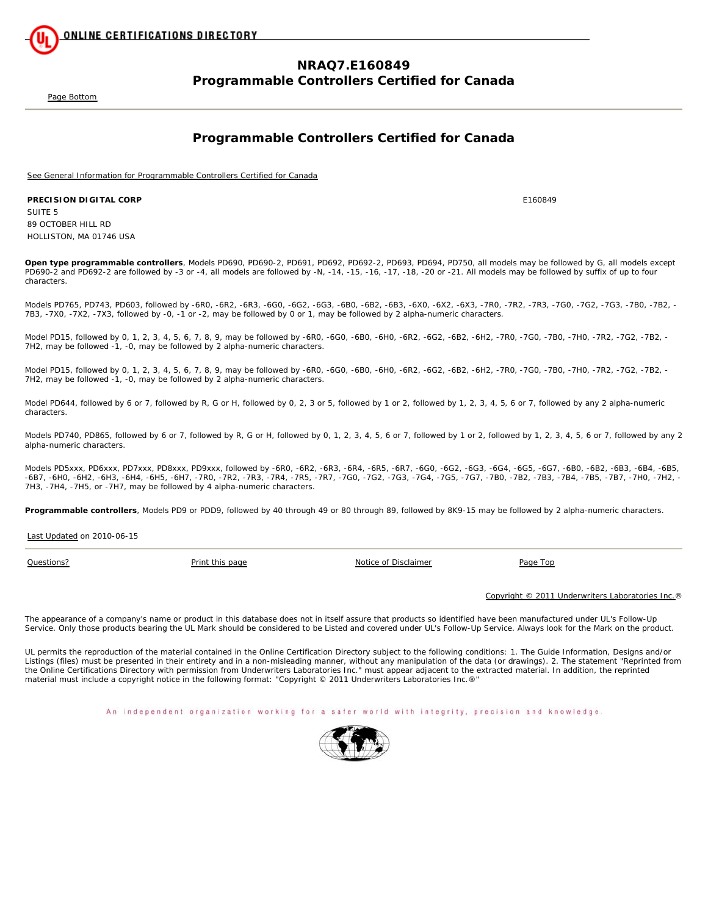# NRAQ7.E160849
## Programmable Controllers Certified for Canada

Page Bottom

## Programmable Controllers Certified for Canada

See General Information for Programmable Controllers Certified for Canada

**PRECISION DIGITAL CORP** E160849

SUITE 5
89 OCTOBER HILL RD
HOLLISTON, MA 01746 USA

**Open type programmable controllers**, Models PD690, PD690-2, PD691, PD692, PD692-2, PD693, PD694, PD750, all models may be followed by G, all models except PD690-2 and PD692-2 are followed by -3 or -4, all models are followed by -N, -14, -15, -16, -17, -18, -20 or -21. All models may be followed by suffix of up to four characters.

Models PD765, PD743, PD603, followed by -6R0, -6R2, -6R3, -6G0, -6G2, -6G3, -6B0, -6B2, -6B3, -6X0, -6X2, -6X3, -7R0, -7R2, -7R3, -7G0, -7G2, -7G3, -7B0, -7B2, -7B3, -7X0, -7X2, -7X3, followed by -0, -1 or -2, may be followed by 0 or 1, may be followed by 2 alpha-numeric characters.

Model PD15, followed by 0, 1, 2, 3, 4, 5, 6, 7, 8, 9, may be followed by -6R0, -6G0, -6B0, -6H0, -6R2, -6G2, -6B2, -6H2, -7R0, -7G0, -7B0, -7H0, -7R2, -7G2, -7B2, -7H2, may be followed -1, -0, may be followed by 2 alpha-numeric characters.

Model PD15, followed by 0, 1, 2, 3, 4, 5, 6, 7, 8, 9, may be followed by -6R0, -6G0, -6B0, -6H0, -6R2, -6G2, -6B2, -6H2, -7R0, -7G0, -7B0, -7H0, -7R2, -7G2, -7B2, -7H2, may be followed -1, -0, may be followed by 2 alpha-numeric characters.

Model PD644, followed by 6 or 7, followed by R, G or H, followed by 0, 2, 3 or 5, followed by 1 or 2, followed by 1, 2, 3, 4, 5, 6 or 7, followed by any 2 alpha-numeric characters.

Models PD740, PD865, followed by 6 or 7, followed by R, G or H, followed by 0, 1, 2, 3, 4, 5, 6 or 7, followed by 1 or 2, followed by 1, 2, 3, 4, 5, 6 or 7, followed by any 2 alpha-numeric characters.

Models PD5xxx, PD6xxx, PD7xxx, PD8xxx, PD9xxx, followed by -6R0, -6R2, -6R3, -6R4, -6R5, -6R7, -6G0, -6G2, -6G3, -6G4, -6G5, -6G7, -6B0, -6B2, -6B3, -6B4, -6B5, -6B7, -6H0, -6H2, -6H3, -6H4, -6H5, -6H7, -7R0, -7R2, -7R3, -7R4, -7R5, -7R7, -7G0, -7G2, -7G3, -7G4, -7G5, -7G7, -7B0, -7B2, -7B3, -7B4, -7B5, -7B7, -7H0, -7H2, -7H3, -7H4, -7H5, or -7H7, may be followed by 4 alpha-numeric characters.

**Programmable controllers**, Models PD9 or PDD9, followed by 40 through 49 or 80 through 89, followed by 8K9-15 may be followed by 2 alpha-numeric characters.

Last Updated on 2010-06-15

Questions? Print this page Notice of Disclaimer Page Top

Copyright © 2011 Underwriters Laboratories Inc.®

The appearance of a company's name or product in this database does not in itself assure that products so identified have been manufactured under UL's Follow-Up Service. Only those products bearing the UL Mark should be considered to be Listed and covered under UL's Follow-Up Service. Always look for the Mark on the product.

UL permits the reproduction of the material contained in the Online Certification Directory subject to the following conditions: 1. The Guide Information, Designs and/or Listings (files) must be presented in their entirety and in a non-misleading manner, without any manipulation of the data (or drawings). 2. The statement "Reprinted from the Online Certifications Directory with permission from Underwriters Laboratories Inc." must appear adjacent to the extracted material. In addition, the reprinted material must include a copyright notice in the following format: "Copyright © 2011 Underwriters Laboratories Inc.®"

An independent organization working for a safer world with integrity, precision and knowledge.